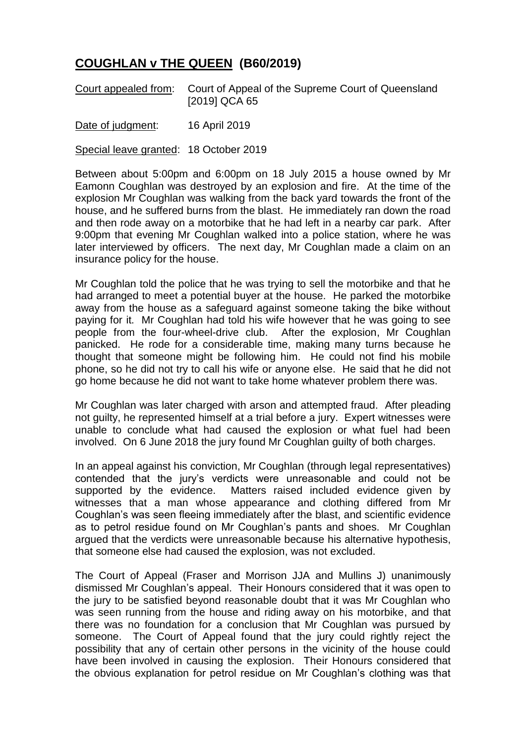# **COUGHLAN v THE QUEEN (B60/2019)**

Court appealed from: Court of Appeal of the Supreme Court of Queensland [2019] QCA 65

Date of judgment: 16 April 2019

Special leave granted: 18 October 2019

Between about 5:00pm and 6:00pm on 18 July 2015 a house owned by Mr Eamonn Coughlan was destroyed by an explosion and fire. At the time of the explosion Mr Coughlan was walking from the back yard towards the front of the house, and he suffered burns from the blast. He immediately ran down the road and then rode away on a motorbike that he had left in a nearby car park. After 9:00pm that evening Mr Coughlan walked into a police station, where he was later interviewed by officers. The next day, Mr Coughlan made a claim on an insurance policy for the house.

Mr Coughlan told the police that he was trying to sell the motorbike and that he had arranged to meet a potential buyer at the house. He parked the motorbike away from the house as a safeguard against someone taking the bike without paying for it. Mr Coughlan had told his wife however that he was going to see people from the four-wheel-drive club. After the explosion, Mr Coughlan panicked. He rode for a considerable time, making many turns because he thought that someone might be following him. He could not find his mobile phone, so he did not try to call his wife or anyone else. He said that he did not go home because he did not want to take home whatever problem there was.

Mr Coughlan was later charged with arson and attempted fraud. After pleading not guilty, he represented himself at a trial before a jury. Expert witnesses were unable to conclude what had caused the explosion or what fuel had been involved. On 6 June 2018 the jury found Mr Coughlan guilty of both charges.

In an appeal against his conviction, Mr Coughlan (through legal representatives) contended that the jury's verdicts were unreasonable and could not be supported by the evidence. Matters raised included evidence given by witnesses that a man whose appearance and clothing differed from Mr Coughlan's was seen fleeing immediately after the blast, and scientific evidence as to petrol residue found on Mr Coughlan's pants and shoes. Mr Coughlan argued that the verdicts were unreasonable because his alternative hypothesis, that someone else had caused the explosion, was not excluded.

The Court of Appeal (Fraser and Morrison JJA and Mullins J) unanimously dismissed Mr Coughlan's appeal. Their Honours considered that it was open to the jury to be satisfied beyond reasonable doubt that it was Mr Coughlan who was seen running from the house and riding away on his motorbike, and that there was no foundation for a conclusion that Mr Coughlan was pursued by someone. The Court of Appeal found that the jury could rightly reject the possibility that any of certain other persons in the vicinity of the house could have been involved in causing the explosion. Their Honours considered that the obvious explanation for petrol residue on Mr Coughlan's clothing was that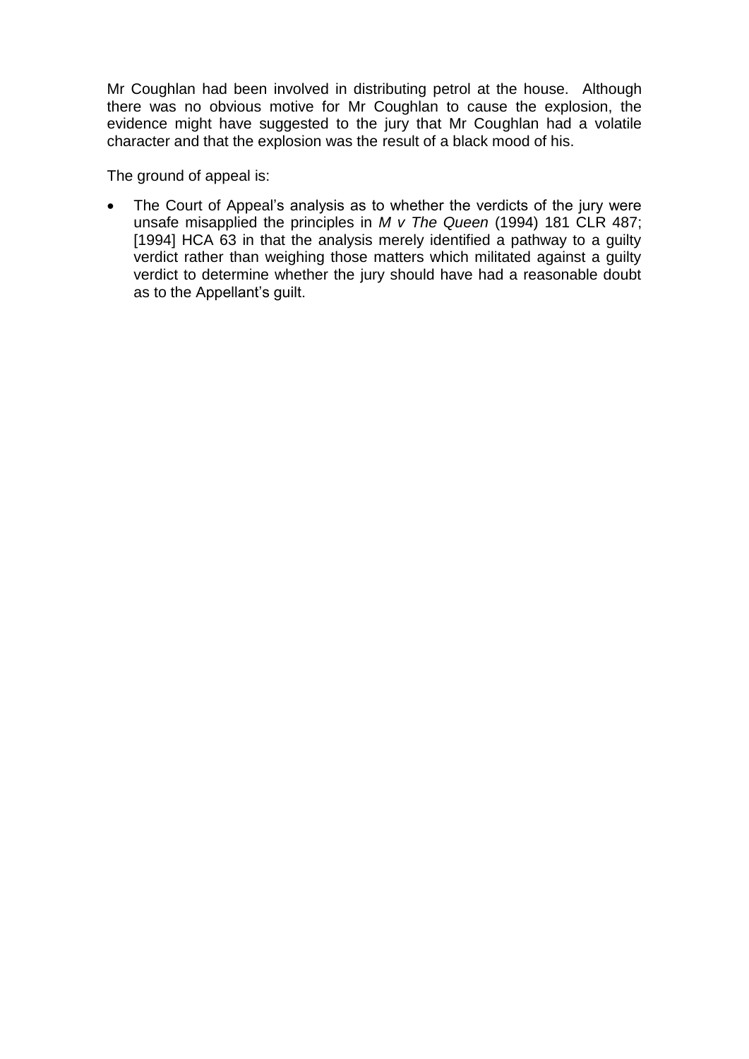Mr Coughlan had been involved in distributing petrol at the house. Although there was no obvious motive for Mr Coughlan to cause the explosion, the evidence might have suggested to the jury that Mr Coughlan had a volatile character and that the explosion was the result of a black mood of his.

The ground of appeal is:

- The Court of Appeal's analysis as to whether the verdicts of the jury were unsafe misapplied the principles in *M v The Queen* (1994) 181 CLR 487; [1994] HCA 63 in that the analysis merely identified a pathway to a guilty verdict rather than weighing those matters which militated against a guilty verdict to determine whether the jury should have had a reasonable doubt as to the Appellant's guilt.